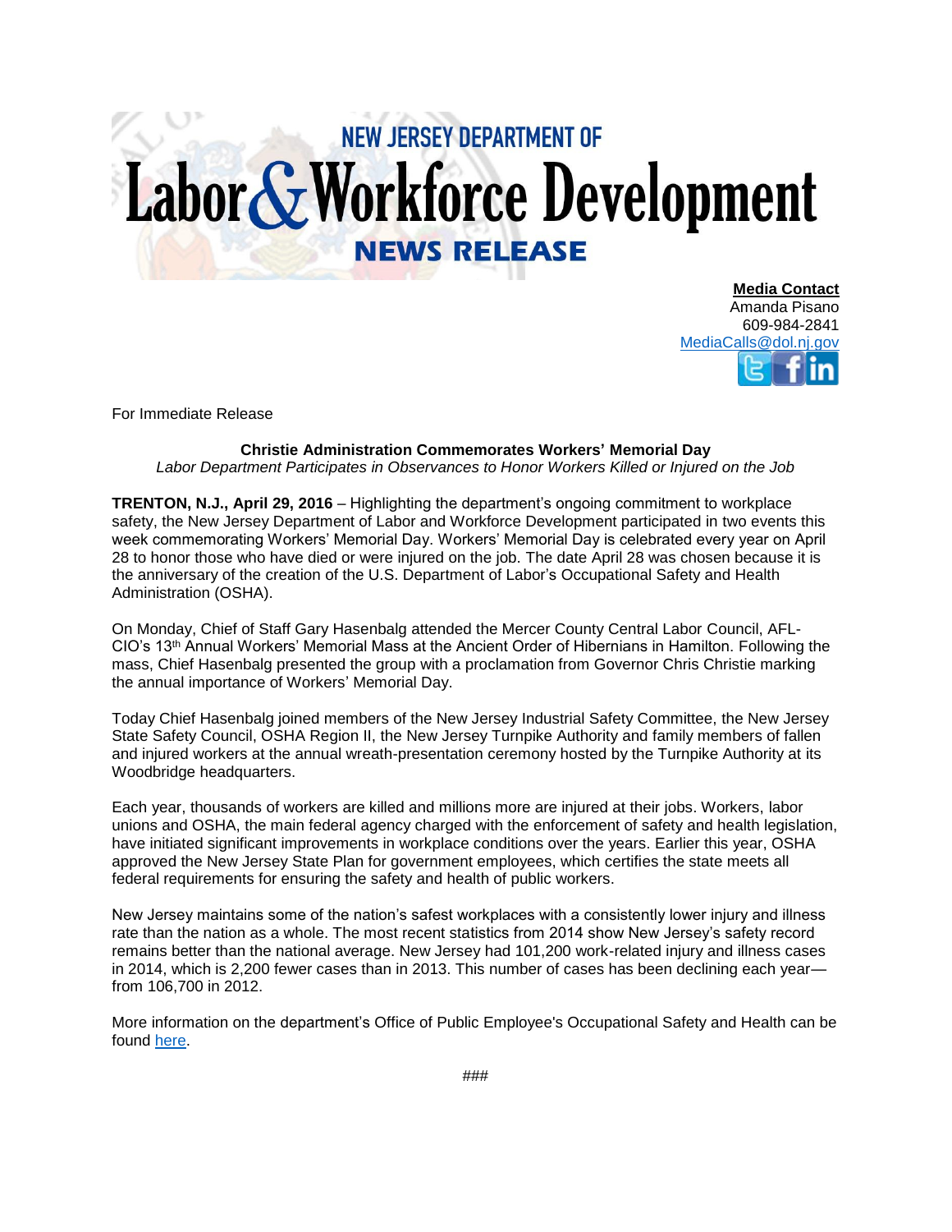# NEW JERSEY DEPARTMENT OF Labor & Workforce Development

## NEWS RELEASE

**Media Contact**
Amanda Pisano
609-984-2841
MediaCalls@dol.nj.gov

For Immediate Release

**Christie Administration Commemorates Workers' Memorial Day**
*Labor Department Participates in Observances to Honor Workers Killed or Injured on the Job*

**TRENTON, N.J., April 29, 2016** – Highlighting the department's ongoing commitment to workplace safety, the New Jersey Department of Labor and Workforce Development participated in two events this week commemorating Workers' Memorial Day. Workers' Memorial Day is celebrated every year on April 28 to honor those who have died or were injured on the job. The date April 28 was chosen because it is the anniversary of the creation of the U.S. Department of Labor's Occupational Safety and Health Administration (OSHA).

On Monday, Chief of Staff Gary Hasenbalg attended the Mercer County Central Labor Council, AFL-CIO's 13th Annual Workers' Memorial Mass at the Ancient Order of Hibernians in Hamilton. Following the mass, Chief Hasenbalg presented the group with a proclamation from Governor Chris Christie marking the annual importance of Workers' Memorial Day.

Today Chief Hasenbalg joined members of the New Jersey Industrial Safety Committee, the New Jersey State Safety Council, OSHA Region II, the New Jersey Turnpike Authority and family members of fallen and injured workers at the annual wreath-presentation ceremony hosted by the Turnpike Authority at its Woodbridge headquarters.

Each year, thousands of workers are killed and millions more are injured at their jobs. Workers, labor unions and OSHA, the main federal agency charged with the enforcement of safety and health legislation, have initiated significant improvements in workplace conditions over the years. Earlier this year, OSHA approved the New Jersey State Plan for government employees, which certifies the state meets all federal requirements for ensuring the safety and health of public workers.

New Jersey maintains some of the nation's safest workplaces with a consistently lower injury and illness rate than the nation as a whole. The most recent statistics from 2014 show New Jersey's safety record remains better than the national average. New Jersey had 101,200 work-related injury and illness cases in 2014, which is 2,200 fewer cases than in 2013. This number of cases has been declining each year—from 106,700 in 2012.

More information on the department's Office of Public Employee's Occupational Safety and Health can be found here.

###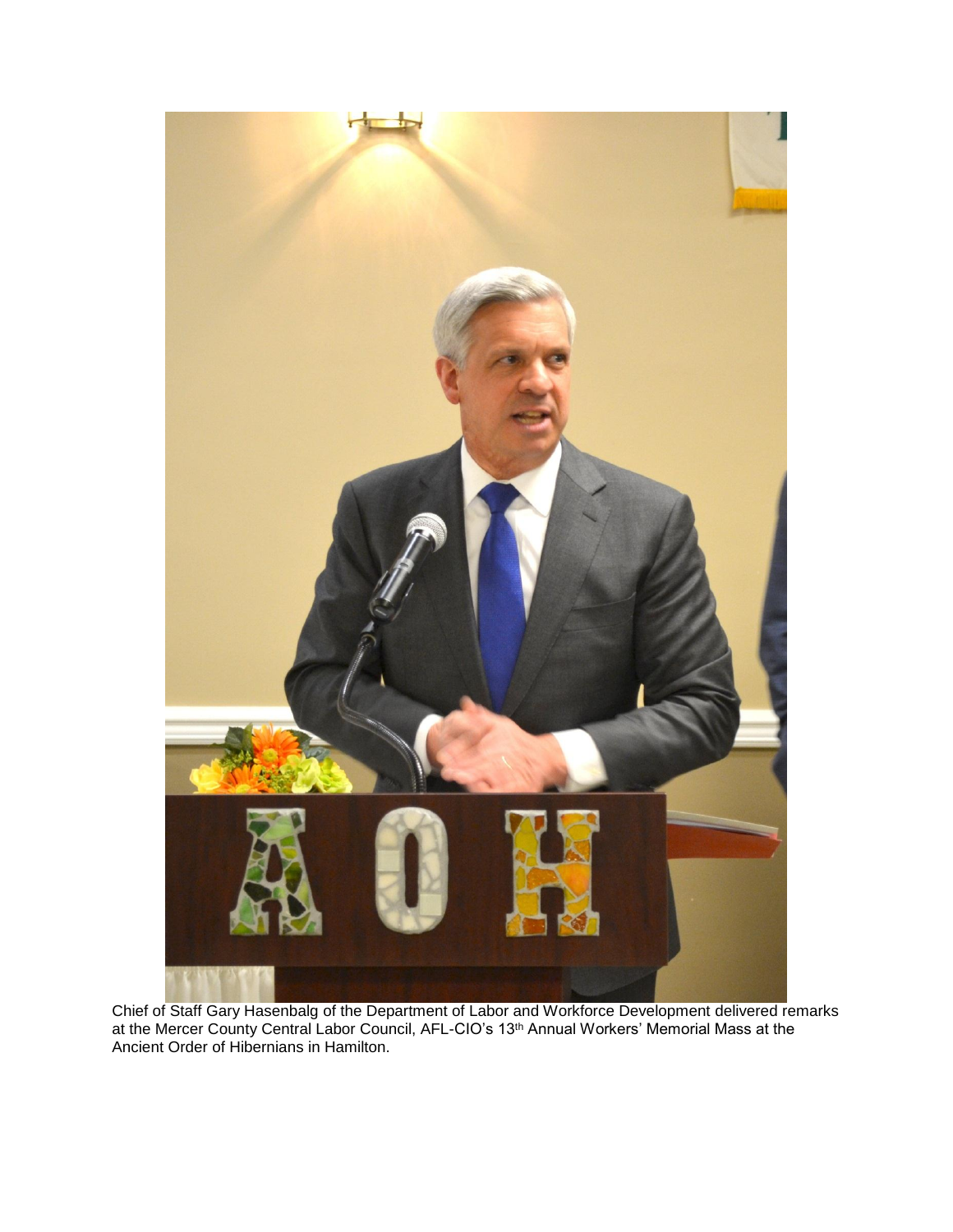Chief of Staff Gary Hasenbalg of the Department of Labor and Workforce Development delivered remarks at the Mercer County Central Labor Council, AFL-CIO's 13th Annual Workers' Memorial Mass at the Ancient Order of Hibernians in Hamilton.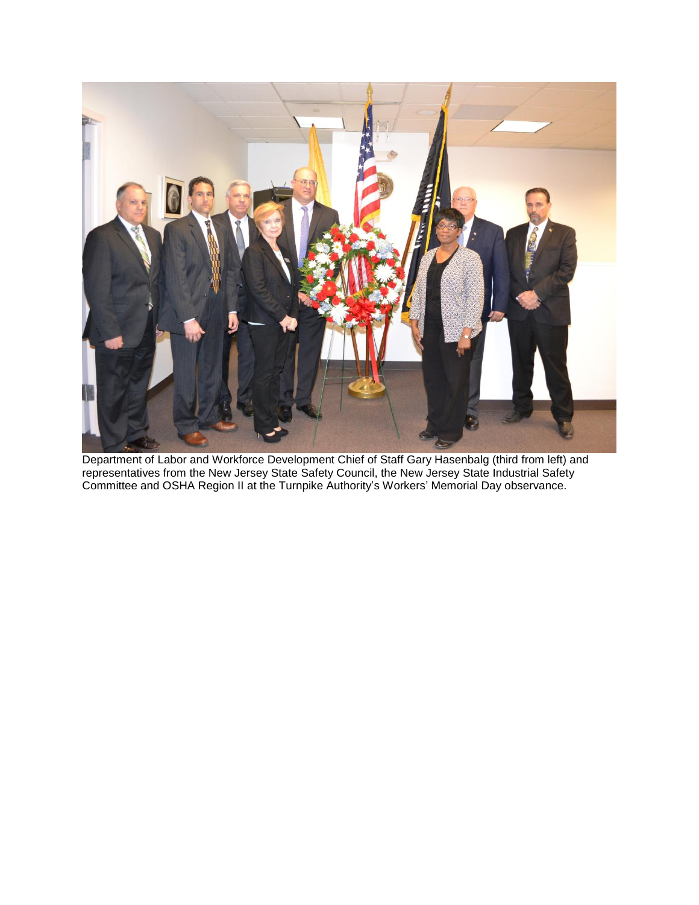Department of Labor and Workforce Development Chief of Staff Gary Hasenbalg (third from left) and representatives from the New Jersey State Safety Council, the New Jersey State Industrial Safety Committee and OSHA Region II at the Turnpike Authority's Workers' Memorial Day observance.